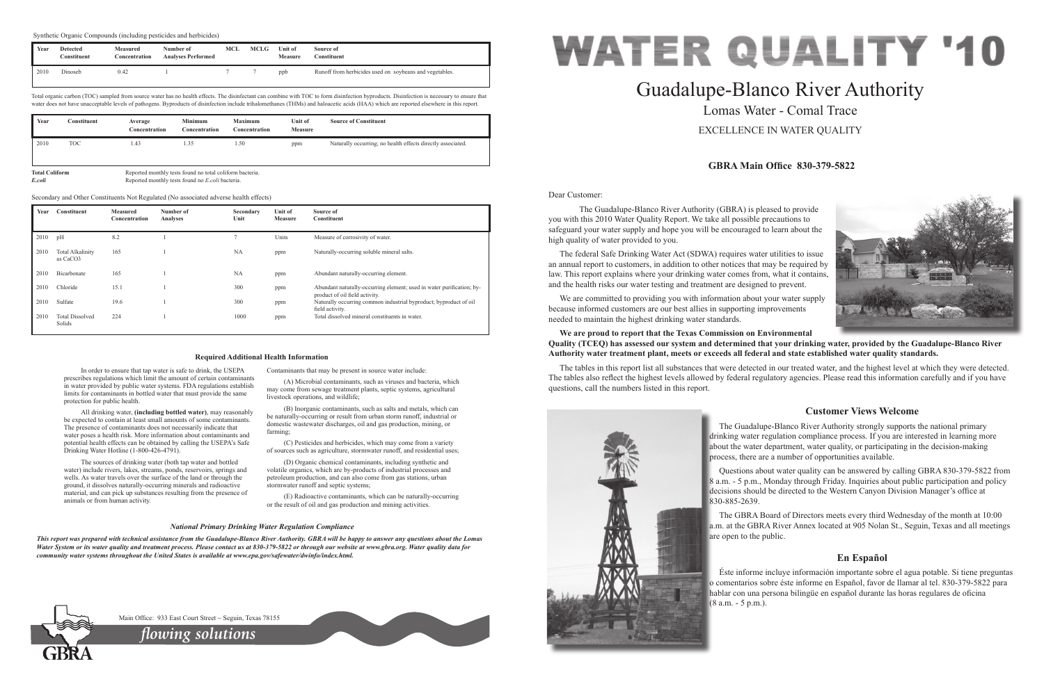Synthetic Organic Compounds (including pesticides and herbicides)

| Year | Detected Constituent | Measured Concentration | Number of Analyses Performed | MCL | MCLG | Unit of Measure | Source of Constituent |
|---|---|---|---|---|---|---|---|
| 2010 | Dinoseb | 0.42 | 1 | 7 | 7 | ppb | Runoff from herbicides used on soybeans and vegetables. |

Total organic carbon (TOC) sampled from source water has no health effects. The disinfectant can combine with TOC to form disinfection byproducts. Disinfection is necessary to ensure that water does not have unacceptable levels of pathogens. Byproducts of disinfection include trihalomethanes (THMs) and haloacetic acids (HAA) which are reported elsewhere in this report.

| Year | Constituent | Average Concentration | Minimum Concentration | Maximum Concentration | Unit of Measure | Source of Constituent |
|---|---|---|---|---|---|---|
| 2010 | TOC | 1.43 | 1.35 | 1.50 | ppm | Naturally occurring; no health effects directly associated. |

**Total Coliform** Reported monthly tests found no total coliform bacteria.

***E.coli*** Reported monthly tests found no *E.coli* bacteria.

Secondary and Other Constituents Not Regulated (No associated adverse health effects)

| Year | Constituent | Measured Concentration | Number of Analyses | Secondary Unit | Unit of Measure | Source of Constituent |
|---|---|---|---|---|---|---|
| 2010 | pH | 8.2 | 1 | 7 | Units | Measure of corrosivity of water. |
| 2010 | Total Alkalinity as $CaCO_3$ | 165 | 1 | NA | ppm | Naturally-occurring soluble mineral salts. |
| 2010 | Bicarbonate | 165 | 1 | NA | ppm | Abundant naturally-occurring element. |
| 2010 | Chloride | 15.1 | 1 | 300 | ppm | Abundant naturally-occurring element; used in water purification; by-product of oil field activity. |
| 2010 | Sulfate | 19.6 | 1 | 300 | ppm | Naturally occurring common industrial byproduct; byproduct of oil field activity. |
| 2010 | Total Dissolved Solids | 224 | 1 | 1000 | ppm | Total dissolved mineral constituents in water. |

### Required Additional Health Information

In order to ensure that tap water is safe to drink, the USEPA prescribes regulations which limit the amount of certain contaminants in water provided by public water systems. FDA regulations establish limits for contaminants in bottled water that must provide the same protection for public health.

All drinking water, **(including bottled water)**, may reasonably be expected to contain at least small amounts of some contaminants. The presence of contaminants does not necessarily indicate that water poses a health risk. More information about contaminants and potential health effects can be obtained by calling the USEPA's Safe Drinking Water Hotline (1-800-426-4791).

The sources of drinking water (both tap water and bottled water) include rivers, lakes, streams, ponds, reservoirs, springs and wells. As water travels over the surface of the land or through the ground, it dissolves naturally-occurring minerals and radioactive material, and can pick up substances resulting from the presence of animals or from human activity.

Contaminants that may be present in source water include:

(A) Microbial contaminants, such as viruses and bacteria, which may come from sewage treatment plants, septic systems, agricultural livestock operations, and wildlife;

(B) Inorganic contaminants, such as salts and metals, which can be naturally-occurring or result from urban storm runoff, industrial or domestic wastewater discharges, oil and gas production, mining, or farming;

(C) Pesticides and herbicides, which may come from a variety of sources such as agriculture, stormwater runoff, and residential uses;

(D) Organic chemical contaminants, including synthetic and volatile organics, which are by-products of industrial processes and petroleum production, and can also come from gas stations, urban stormwater runoff and septic systems;

(E) Radioactive contaminants, which can be naturally-occurring or the result of oil and gas production and mining activities.

#### *National Primary Drinking Water Regulation Compliance*

***This report was prepared with technical assistance from the Guadalupe-Blanco River Authority. GBRA will be happy to answer any questions about the Lomas Water System or its water quality and treatment process. Please contact us at 830-379-5822 or through our website at www.gbra.org. Water quality data for community water systems throughout the United States is available at www.epa.gov/safewater/dwinfo/index.html.***

Main Office: 933 East Court Street ~ Seguin, Texas 78155

*flowing solutions*

GBRA

# WATER QUALITY '10

## Guadalupe-Blanco River Authority

### Lomas Water - Comal Trace

EXCELLENCE IN WATER QUALITY

**GBRA Main Office 830-379-5822**

Dear Customer:

The Guadalupe-Blanco River Authority (GBRA) is pleased to provide you with this 2010 Water Quality Report. We take all possible precautions to safeguard your water supply and hope you will be encouraged to learn about the high quality of water provided to you.

The federal Safe Drinking Water Act (SDWA) requires water utilities to issue an annual report to customers, in addition to other notices that may be required by law. This report explains where your drinking water comes from, what it contains, and the health risks our water testing and treatment are designed to prevent.

We are committed to providing you with information about your water supply because informed customers are our best allies in supporting improvements needed to maintain the highest drinking water standards.

**We are proud to report that the Texas Commission on Environmental Quality (TCEQ) has assessed our system and determined that your drinking water, provided by the Guadalupe-Blanco River Authority water treatment plant, meets or exceeds all federal and state established water quality standards.**

The tables in this report list all substances that were detected in our treated water, and the highest level at which they were detected. The tables also reflect the highest levels allowed by federal regulatory agencies. Please read this information carefully and if you have questions, call the numbers listed in this report.

### Customer Views Welcome

The Guadalupe-Blanco River Authority strongly supports the national primary drinking water regulation compliance process. If you are interested in learning more about the water department, water quality, or participating in the decision-making process, there are a number of opportunities available.

Questions about water quality can be answered by calling GBRA 830-379-5822 from 8 a.m. - 5 p.m., Monday through Friday. Inquiries about public participation and policy decisions should be directed to the Western Canyon Division Manager's office at 830-885-2639.

The GBRA Board of Directors meets every third Wednesday of the month at 10:00 a.m. at the GBRA River Annex located at 905 Nolan St., Seguin, Texas and all meetings are open to the public.

### En Español

Éste informe incluye información importante sobre el agua potable. Si tiene preguntas o comentarios sobre éste informe en Español, favor de llamar al tel. 830-379-5822 para hablar con una persona bilingüe en español durante las horas regulares de oficina (8 a.m. - 5 p.m.).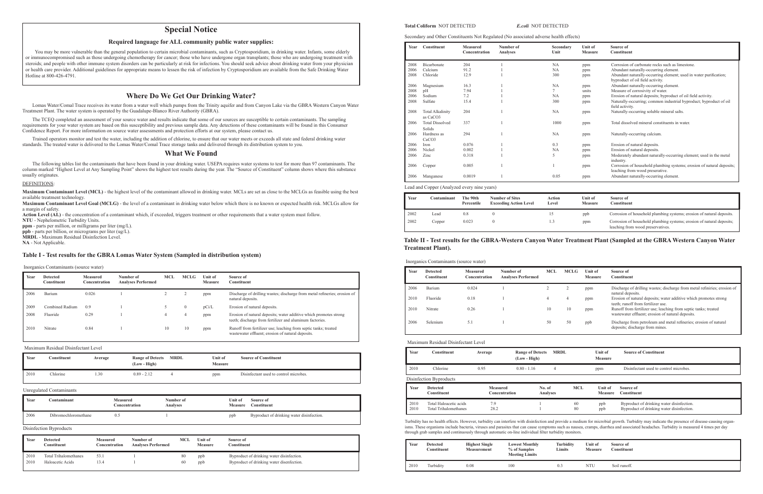# Special Notice

### Required language for ALL community public water supplies:

You may be more vulnerable than the general population to certain microbial contaminants, such as Cryptosporidium, in drinking water. Infants, some elderly or immunocompromised such as those undergoing chemotherapy for cancer; those who have undergone organ transplants; those who are undergoing treatment with steroids; and people with other immune system disorders can be particularly at risk for infections. You should seek advice about drinking water from your physician or health care provider. Additional guidelines for appropriate means to lessen the risk of infection by Cryptosporidium are available from the Safe Drinking Water Hotline at 800-426-4791.

## Where Do We Get Our Drinking Water?

Lomas Water/Comal Trace receives its water from a water well which pumps from the Trinity aquifer and from Canyon Lake via the GBRA Western Canyon Water Treatment Plant. The water system is operated by the Guadalupe-Blanco River Authority (GBRA).

The TCEQ completed an assessment of your source water and results indicate that some of our sources are susceptible to certain contaminants. The sampling requirements for your water system are based on this susceptibility and previous sample data. Any detections of these contaminants will be found in this Consumer Confidence Report. For more information on source water assessments and protection efforts at our system, please contact us.

Trained operators monitor and test the water, including the addition of chlorine, to ensure that our water meets or exceeds all state and federal drinking water standards. The treated water is delivered to the Lomas Water/Comal Trace storage tanks and delivered through its distribution system to you.

## What We Found

The following tables list the contaminants that have been found in your drinking water. USEPA requires water systems to test for more than 97 contaminants. The column marked "Highest Level at Any Sampling Point" shows the highest test results during the year. The "Source of Constituent" column shows where this substance usually originates.

DEFINITIONS:

**Maximum Contaminant Level (MCL)** - the highest level of the contaminant allowed in drinking water. MCLs are set as close to the MCLGs as feasible using the best available treatment technology.

**Maximum Contaminant Level Goal (MCLG)** - the level of a contaminant in drinking water below which there is no known or expected health risk. MCLGs allow for a margin of safety.

**Action Level (AL)** - the concentration of a contaminant which, if exceeded, triggers treatment or other requirements that a water system must follow.

**NTU** - Nephelometric Turbidity Units.

**ppm** - parts per million, or milligrams per liter (mg/L).

**ppb** - parts per billion, or micrograms per liter (ug/L).

**MRDL** - Maximum Residual Disinfection Level.

**NA** - Not Applicable.

### Table I - Test results for the GBRA Lomas Water System (Sampled in distribution system)

Inorganics Contaminants (source water)

| Year | Detected Constituent | Measured Concentration | Number of Analyses Performed | MCL | MCLG | Unit of Measure | Source of Constituent |
|---|---|---|---|---|---|---|---|
| 2006 | Barium | 0.026 | 1 | 2 | 2 | ppm | Discharge of drilling wastes; discharge from metal refineries; erosion of natural deposits. |
| 2009 | Combined Radium | 0.9 | 1 | 5 | 0 | pCi/L | Erosion of natural deposits. |
| 2008 | Fluoride | 0.29 | 1 | 4 | 4 | ppm | Erosion of natural deposits; water additive which promotes strong teeth; discharge from fertilizer and aluminum factories. |
| 2010 | Nitrate | 0.84 | 1 | 10 | 10 | ppm | Runoff from fertilizer use; leaching from septic tanks; treated wastewater effluent; erosion of natural deposits. |

Maximum Residual Disinfectant Level

| Year | Constituent | Average | Range of Detects (Low - High) | MRDL | Unit of Measure | Source of Constituent |
|---|---|---|---|---|---|---|
| 2010 | Chlorine | 1.30 | 0.89 - 2.12 | 4 | ppm | Disinfectant used to control microbes. |

Unregulated Contaminants

| Year | Contaminant | Measured Concentration | Number of Analyses | Unit of Measure | Source of Constituent |
|---|---|---|---|---|---|
| 2006 | Dibromochloromethane | 0.5 | 1 | ppb | Byproduct of drinking water disinfection. |

Disinfection Byproducts

| Year | Detected Constituent | Measured Concentration | Number of Analyses Performed | MCL | Unit of Measure | Source of Constituent |
|---|---|---|---|---|---|---|
| 2010 | Total Trihalomethanes | 53.1 | 1 | 80 | ppb | Byproduct of drinking water disinfection. |
| 2010 | Haloacetic Acids | 13.4 | 1 | 60 | ppb | Byproduct of drinking water disenfection. |

**Total Coliform** NOT DETECTED **_E.coli_** NOT DETECTED

Secondary and Other Constituents Not Regulated (No associated adverse health effects)

| Year | Constituent | Measured Concentration | Number of Analyses | Secondary Unit | Unit of Measure | Source of Constituent |
|---|---|---|---|---|---|---|
| 2008 | Bicarbonate | 204 | 1 | NA | ppm | Corrosion of carbonate rocks such as limestone. |
| 2006 | Calcium | 91.2 | 1 | NA | ppm | Abundant naturally-occurring element. |
| 2008 | Chloride | 12.9 | 1 | 300 | ppm | Abundant naturally-occurring element; used in water purification; byproduct of oil field activity. |
| 2006 | Magnesium | 16.3 | 1 | NA | ppm | Abundant naturally-occurring element. |
| 2008 | pH | 7.94 | 1 | 7 | units | Measure of corrosivity of water. |
| 2006 | Sodium | 7.2 | 1 | NA | ppm | Erosion of natural deposits; byproduct of oil field activity. |
| 2008 | Sulfate | 15.4 | 1 | 300 | ppm | Naturally-occurring; common industrial byproduct; byproduct of oil field activity. |
| 2008 | Total Alkalinity as $CaCO_3$ | 204 | 1 | NA | ppm | Naturally-occurring soluble mineral salts. |
| 2006 | Total Dissolved Solids | 337 | 1 | 1000 | ppm | Total dissolved mineral constituents in water. |
| 2006 | Hardness as $CaCO_3$ | 294 | 1 | NA | ppm | Naturally-occurring calcium. |
| 2006 | Iron | 0.076 | 1 | 0.3 | ppm | Erosion of natural deposits. |
| 2006 | Nickel | 0.002 | 1 | NA | ppm | Erosion of natural deposits. |
| 2006 | Zinc | 0.318 | 1 | 5 | ppm | Moderately abundant naturally-occurring element; used in the metal industry. |
| 2006 | Copper | 0.005 | 1 | 1 | ppm | Corrosion of household plumbing systems; erosion of natural deposits; leaching from wood preserative. |
| 2006 | Manganese | 0.0019 | 1 | 0.05 | ppm | Abundant naturally-occurring element. |

Lead and Copper (Analyzed every nine years)

| Year | Contaminant | The 90th Percentile | Number of Sites Exceeding Action Level | Action Level | Unit of Measure | Source of Constituent |
|---|---|---|---|---|---|---|
| 2002 | Lead | 0.8 | 0 | 15 | ppb | Corrosion of household plumbing systems; erosion of natural deposits. |
| 2002 | Copper | 0.023 | 0 | 1.3 | ppm | Corrosion of household plumbing systems; erosion of natural deposits; leaching from wood preservatives. |

### Table II - Test results for the GBRA-Western Canyon Water Treatment Plant (Sampled at the GBRA Western Canyon Water Treatment Plant).

Inorganics Contaminants (source water)

| Year | Detected Constituent | Measured Concentration | Number of Analyses Performed | MCL | MCLG | Unit of Measure | Source of Constituent |
|---|---|---|---|---|---|---|---|
| 2006 | Barium | 0.024 | 1 | 2 | 2 | ppm | Discharge of drilling wastes; discharge from metal refinries; erosion of natural deposits. |
| 2010 | Fluoride | 0.18 | 1 | 4 | 4 | ppm | Erosion of natural deposits; water additive which promotes strong teeth; runoff from fertilizer use. |
| 2010 | Nitrate | 0.26 | 1 | 10 | 10 | ppm | Runoff from fertilizer use; leaching from septic tanks; treated wastewater effluent; erosion of natural deposits. |
| 2006 | Selenium | 5.1 | 1 | 50 | 50 | ppb | Discharge from petroleum and metal refineries; erosion of natural deposits; discharge from mines. |

Maximum Residual Disinfectant Level

| Year | Constituent | Average | Range of Detects (Low - High) | MRDL | Unit of Measure | Source of Constituent |
|---|---|---|---|---|---|---|
| 2010 | Chlorine | 0.95 | 0.80 - 1.16 | 4 | ppm | Disinfectant used to control microbes. |

Disinfection Byproducts

| Year | Detected Constituent | Measured Concentration | No. of Analyses | MCL | Unit of Measure | Source of Constituent |
|---|---|---|---|---|---|---|
| 2010 | Total Haloacetic acids | 7.9 | 1 | 60 | ppb | Byproduct of drinking water disinfection. |
| 2010 | Total Trihalomethanes | 28.2 | 1 | 80 | ppb | Byproduct of drinking water disinfection. |

Turbidity has no health effects. However, turbidity can interfere with disinfection and provide a medium for microbial growth. Turbidity may indicate the presence of disease-causing organisms. These organisms include bacteria, viruses and parasites that can cause symptoms such as nausea, cramps, diarrhea and associated headaches. Turbidity is measured 4 times per day through grab samples and continuously through automatic on-line individual filter turbidity monitors.

| Year | Detected Constituent | Highest Single Measurement | Lowest Monthly % of Samples Meeting Limits | Turbidity Limits | Unit of Measure | Source of Constituent |
|---|---|---|---|---|---|---|
| 2010 | Turbidity | 0.08 | 100 | 0.3 | NTU | Soil runoff. |